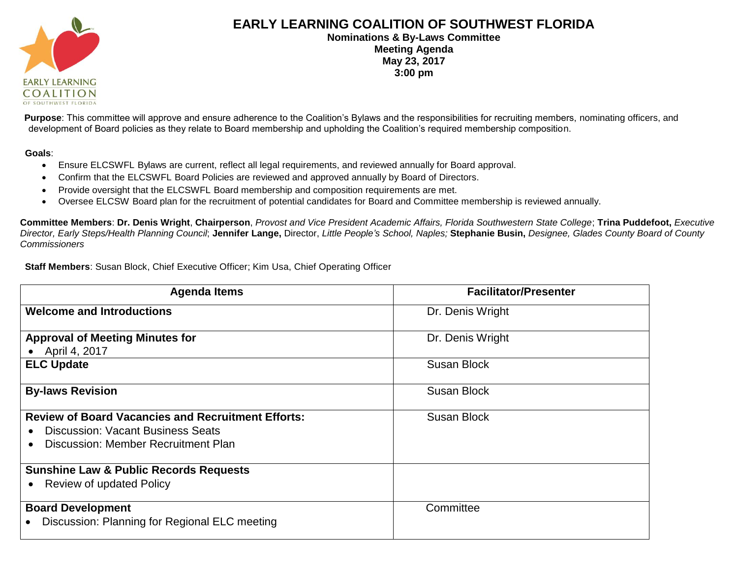# EARLY LEARNING COALITION OF SOUTHWEST FLORIDA

**Nominations & By-Laws Committee**
**Meeting Agenda**
**May 23, 2017**
**3:00 pm**

**Purpose**: This committee will approve and ensure adherence to the Coalition's Bylaws and the responsibilities for recruiting members, nominating officers, and development of Board policies as they relate to Board membership and upholding the Coalition's required membership composition.

**Goals**:

- Ensure ELCSWFL Bylaws are current, reflect all legal requirements, and reviewed annually for Board approval.
- Confirm that the ELCSWFL Board Policies are reviewed and approved annually by Board of Directors.
- Provide oversight that the ELCSWFL Board membership and composition requirements are met.
- Oversee ELCSW Board plan for the recruitment of potential candidates for Board and Committee membership is reviewed annually.

**Committee Members**: **Dr. Denis Wright**, **Chairperson**, *Provost and Vice President Academic Affairs, Florida Southwestern State College*; **Trina Puddefoot,** *Executive Director, Early Steps/Health Planning Council*; **Jennifer Lange,** Director, *Little People's School, Naples;* **Stephanie Busin,** *Designee, Glades County Board of County Commissioners*

**Staff Members**: Susan Block, Chief Executive Officer; Kim Usa, Chief Operating Officer

| Agenda Items | Facilitator/Presenter |
|---|---|
| **Welcome and Introductions** | Dr. Denis Wright |
| **Approval of Meeting Minutes for**<br>• April 4, 2017 | Dr. Denis Wright |
| **ELC Update** | Susan Block |
| **By-laws Revision** | Susan Block |
| **Review of Board Vacancies and Recruitment Efforts:**<br>• Discussion: Vacant Business Seats<br>• Discussion: Member Recruitment Plan | Susan Block |
| **Sunshine Law & Public Records Requests**<br>• Review of updated Policy | |
| **Board Development**<br>• Discussion: Planning for Regional ELC meeting | Committee |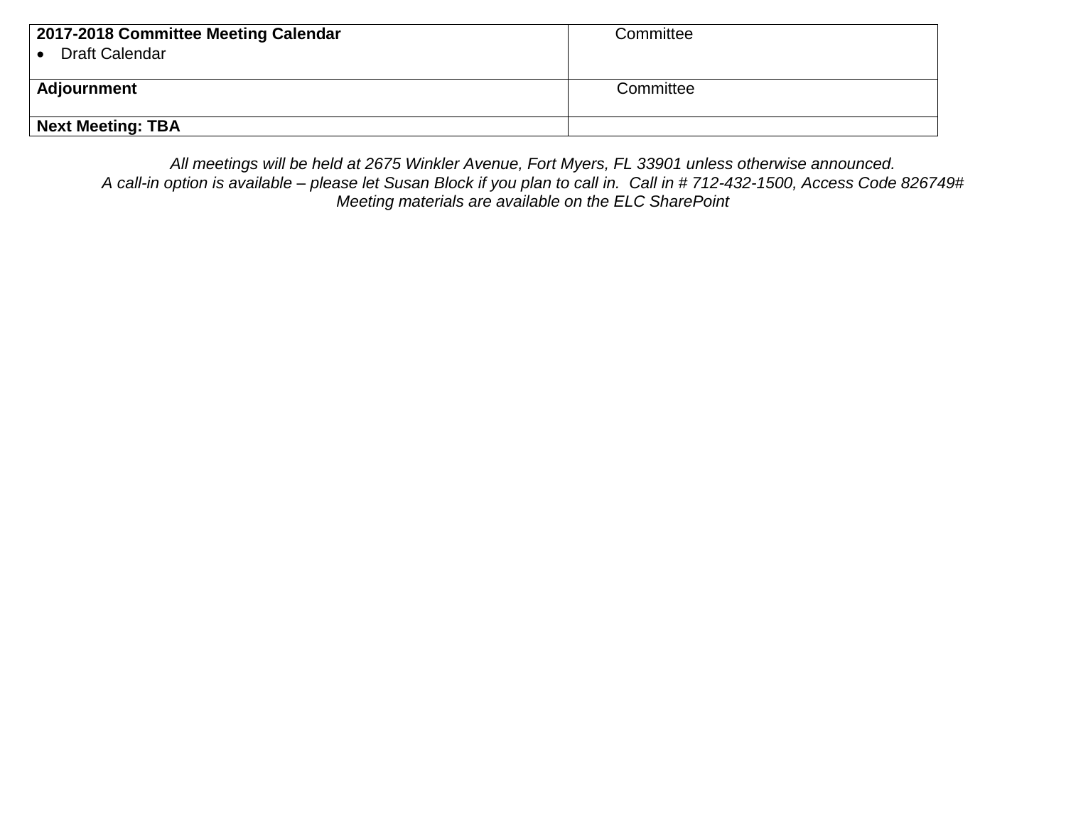| | |
|---|---|
| **2017-2018 Committee Meeting Calendar**<br>• Draft Calendar | Committee |
| **Adjournment** | Committee |
| **Next Meeting: TBA** | |

*All meetings will be held at 2675 Winkler Avenue, Fort Myers, FL 33901 unless otherwise announced.*
*A call-in option is available – please let Susan Block if you plan to call in. Call in # 712-432-1500, Access Code 826749#*
*Meeting materials are available on the ELC SharePoint*